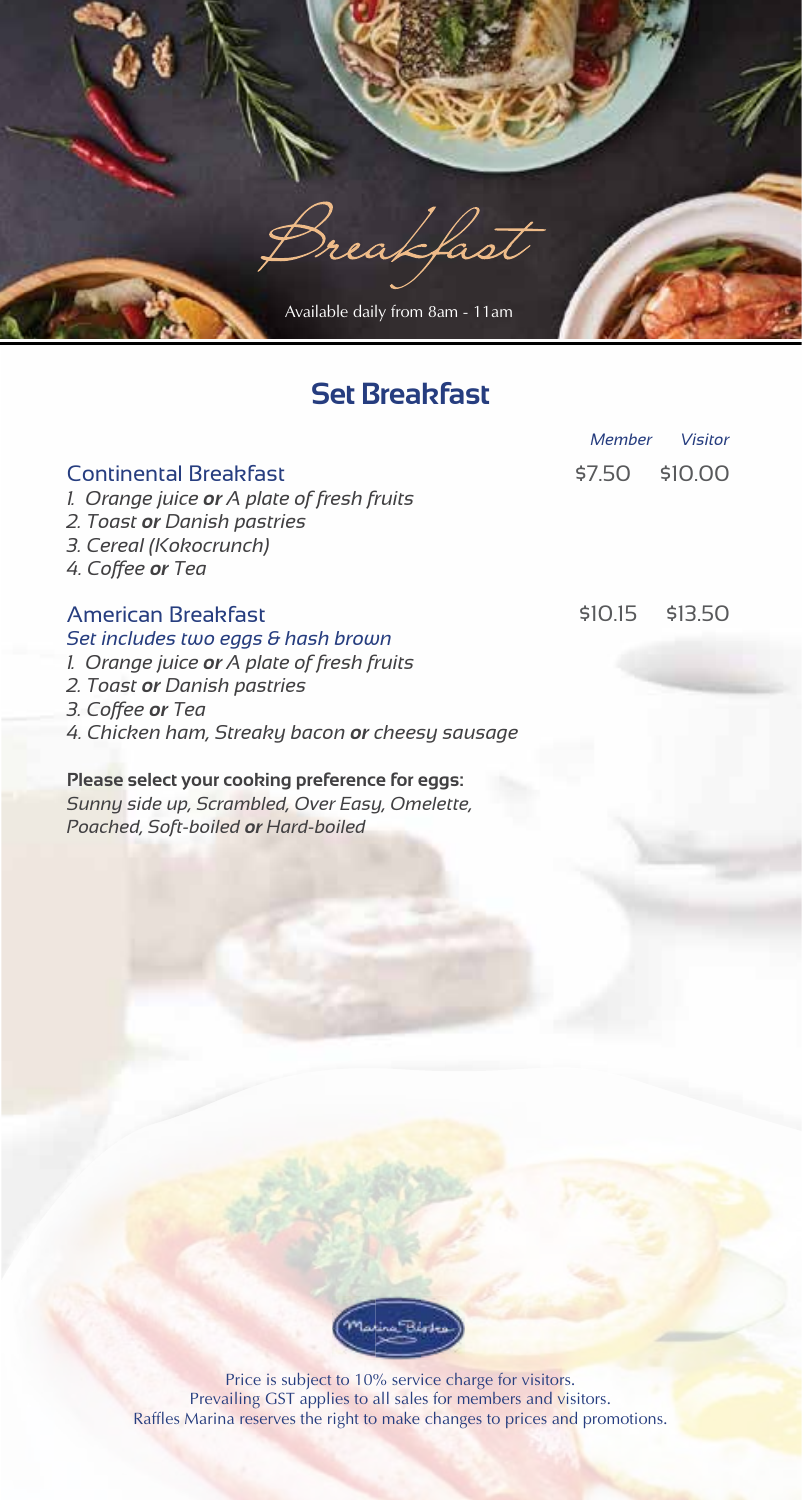# Breakfast

Available daily from 8am - 11am

## Set Breakfast

| | Member | Visitor |
|---|---|---|
| **Continental Breakfast** | $7.50 | $10.00 |
| **American Breakfast** | $10.15 | $13.50 |

### Continental Breakfast

*1. Orange juice **or** A plate of fresh fruits*
*2. Toast **or** Danish pastries*
*3. Cereal (Kokocrunch)*
*4. Coffee **or** Tea*

### American Breakfast

*Set includes two eggs & hash brown*

*1. Orange juice **or** A plate of fresh fruits*
*2. Toast **or** Danish pastries*
*3. Coffee **or** Tea*
*4. Chicken ham, Streaky bacon **or** cheesy sausage*

**Please select your cooking preference for eggs:**
*Sunny side up, Scrambled, Over Easy, Omelette, Poached, Soft-boiled **or** Hard-boiled*

Marina Bistro

Price is subject to 10% service charge for visitors.
Prevailing GST applies to all sales for members and visitors.
Raffles Marina reserves the right to make changes to prices and promotions.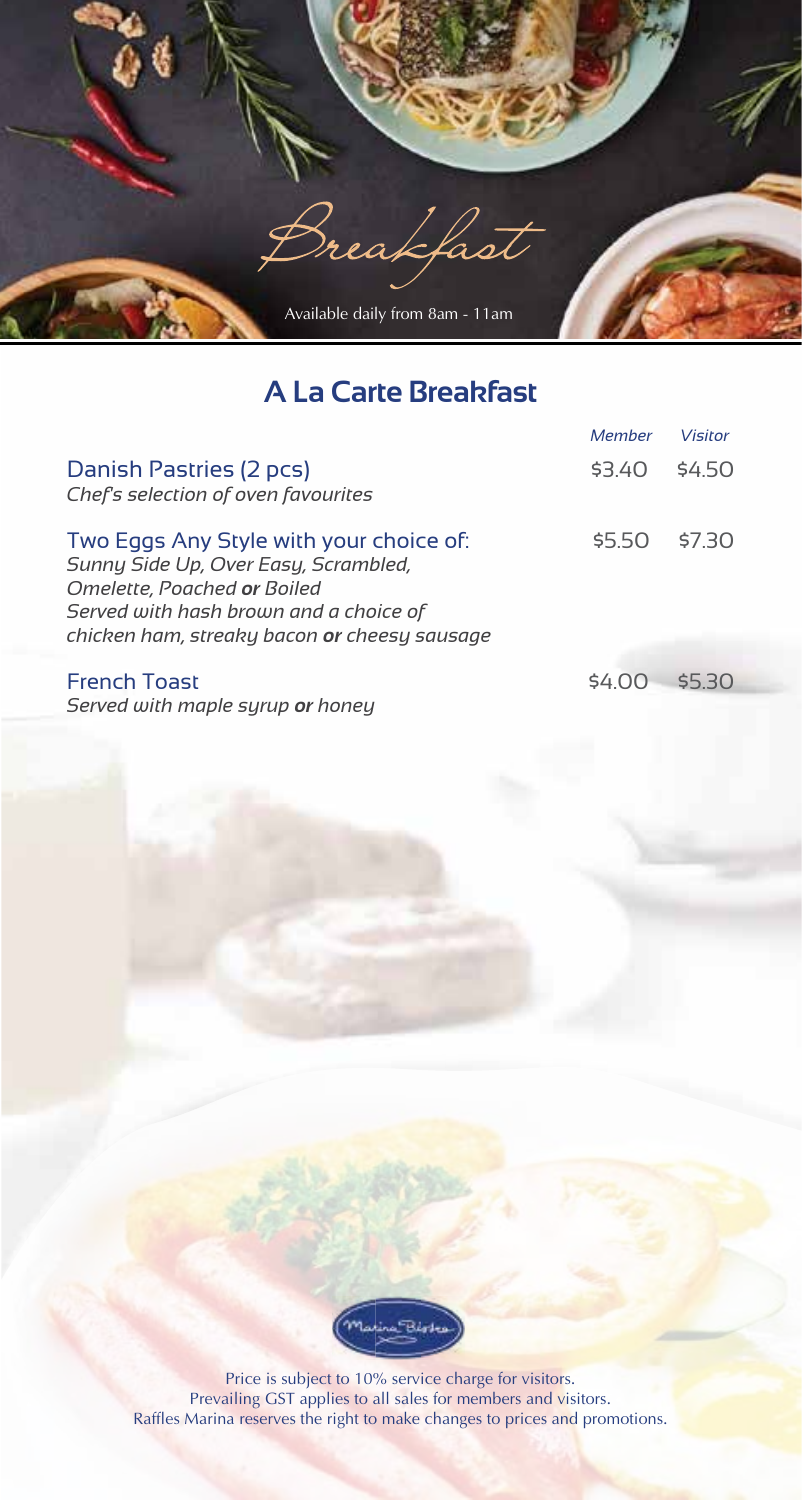# Breakfast

Available daily from 8am - 11am

## A La Carte Breakfast

| | Member | Visitor |
|---|---|---|
| **Danish Pastries (2 pcs)**<br>*Chef's selection of oven favourites* | $3.40 | $4.50 |
| **Two Eggs Any Style with your choice of:**<br>*Sunny Side Up, Over Easy, Scrambled, Omelette, Poached **or** Boiled*<br>*Served with hash brown and a choice of chicken ham, streaky bacon **or** cheesy sausage* | $5.50 | $7.30 |
| **French Toast**<br>*Served with maple syrup **or** honey* | $4.00 | $5.30 |

Marina Bistro

Price is subject to 10% service charge for visitors.
Prevailing GST applies to all sales for members and visitors.
Raffles Marina reserves the right to make changes to prices and promotions.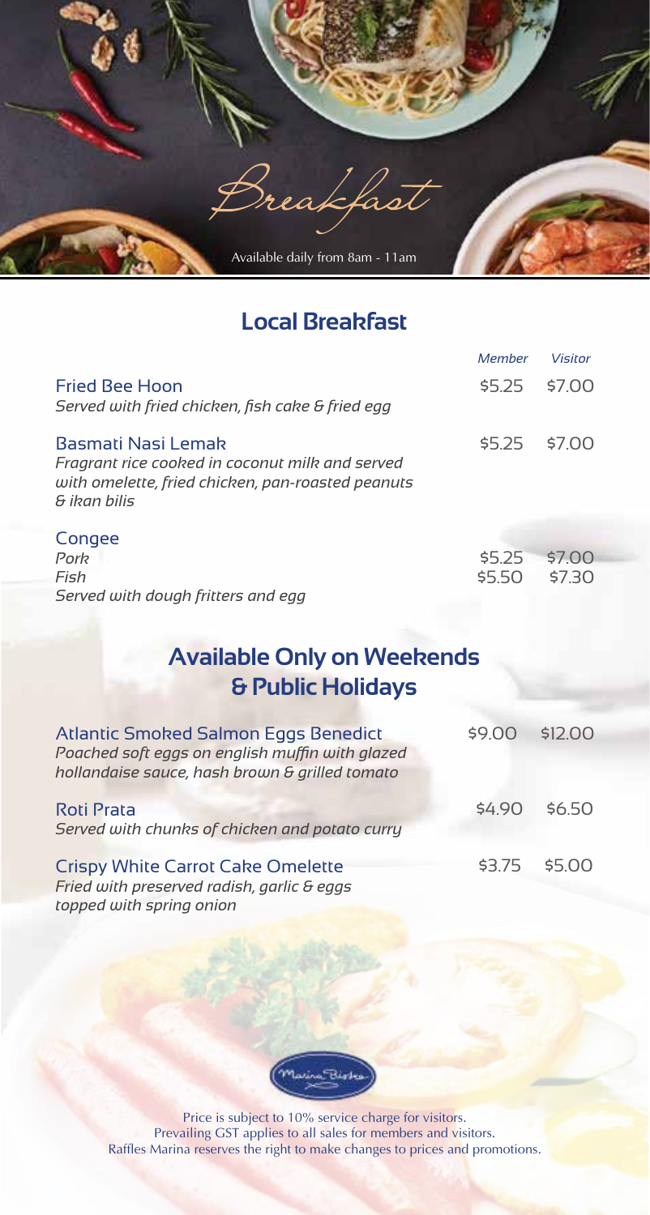# Breakfast

Available daily from 8am - 11am

## Local Breakfast

| | Member | Visitor |
|---|---|---|
| **Fried Bee Hoon**<br>*Served with fried chicken, fish cake & fried egg* | $5.25 | $7.00 |
| **Basmati Nasi Lemak**<br>*Fragrant rice cooked in coconut milk and served with omelette, fried chicken, pan-roasted peanuts & ikan bilis* | $5.25 | $7.00 |
| **Congee** | | |
| *Pork* | $5.25 | $7.00 |
| *Fish* | $5.50 | $7.30 |
| *Served with dough fritters and egg* | | |

## Available Only on Weekends & Public Holidays

| | Member | Visitor |
|---|---|---|
| **Atlantic Smoked Salmon Eggs Benedict**<br>*Poached soft eggs on english muffin with glazed hollandaise sauce, hash brown & grilled tomato* | $9.00 | $12.00 |
| **Roti Prata**<br>*Served with chunks of chicken and potato curry* | $4.90 | $6.50 |
| **Crispy White Carrot Cake Omelette**<br>*Fried with preserved radish, garlic & eggs topped with spring onion* | $3.75 | $5.00 |

Price is subject to 10% service charge for visitors.
Prevailing GST applies to all sales for members and visitors.
Raffles Marina reserves the right to make changes to prices and promotions.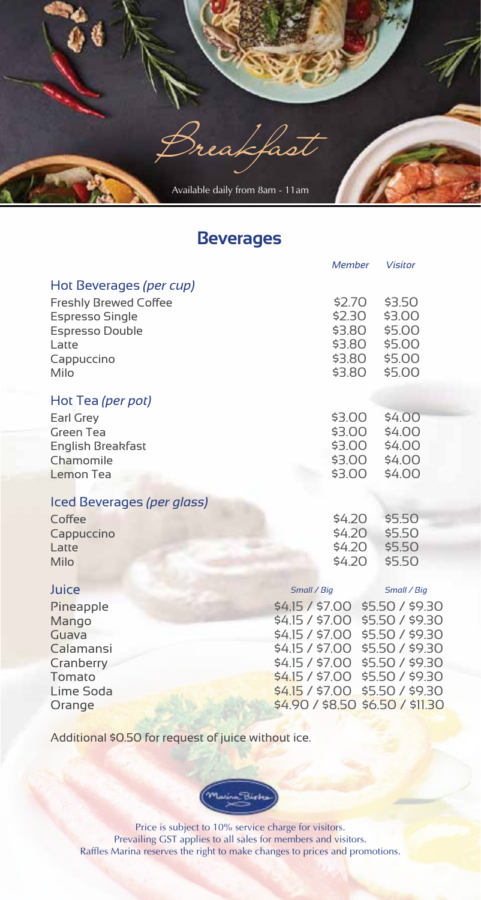# Breakfast

Available daily from 8am - 11am

## Beverages

| | Member | Visitor |
|---|---|---|
| **Hot Beverages** *(per cup)* | | |
| Freshly Brewed Coffee | $2.70 | $3.50 |
| Espresso Single | $2.30 | $3.00 |
| Espresso Double | $3.80 | $5.00 |
| Latte | $3.80 | $5.00 |
| Cappuccino | $3.80 | $5.00 |
| Milo | $3.80 | $5.00 |
| **Hot Tea** *(per pot)* | | |
| Earl Grey | $3.00 | $4.00 |
| Green Tea | $3.00 | $4.00 |
| English Breakfast | $3.00 | $4.00 |
| Chamomile | $3.00 | $4.00 |
| Lemon Tea | $3.00 | $4.00 |
| **Iced Beverages** *(per glass)* | | |
| Coffee | $4.20 | $5.50 |
| Cappuccino | $4.20 | $5.50 |
| Latte | $4.20 | $5.50 |
| Milo | $4.20 | $5.50 |
| **Juice** | *Small / Big* | *Small / Big* |
| Pineapple | $4.15 / $7.00 | $5.50 / $9.30 |
| Mango | $4.15 / $7.00 | $5.50 / $9.30 |
| Guava | $4.15 / $7.00 | $5.50 / $9.30 |
| Calamansi | $4.15 / $7.00 | $5.50 / $9.30 |
| Cranberry | $4.15 / $7.00 | $5.50 / $9.30 |
| Tomato | $4.15 / $7.00 | $5.50 / $9.30 |
| Lime Soda | $4.15 / $7.00 | $5.50 / $9.30 |
| Orange | $4.90 / $8.50 | $6.50 / $11.30 |

Additional $0.50 for request of juice without ice.

Marina Bistro

Price is subject to 10% service charge for visitors.
Prevailing GST applies to all sales for members and visitors.
Raffles Marina reserves the right to make changes to prices and promotions.